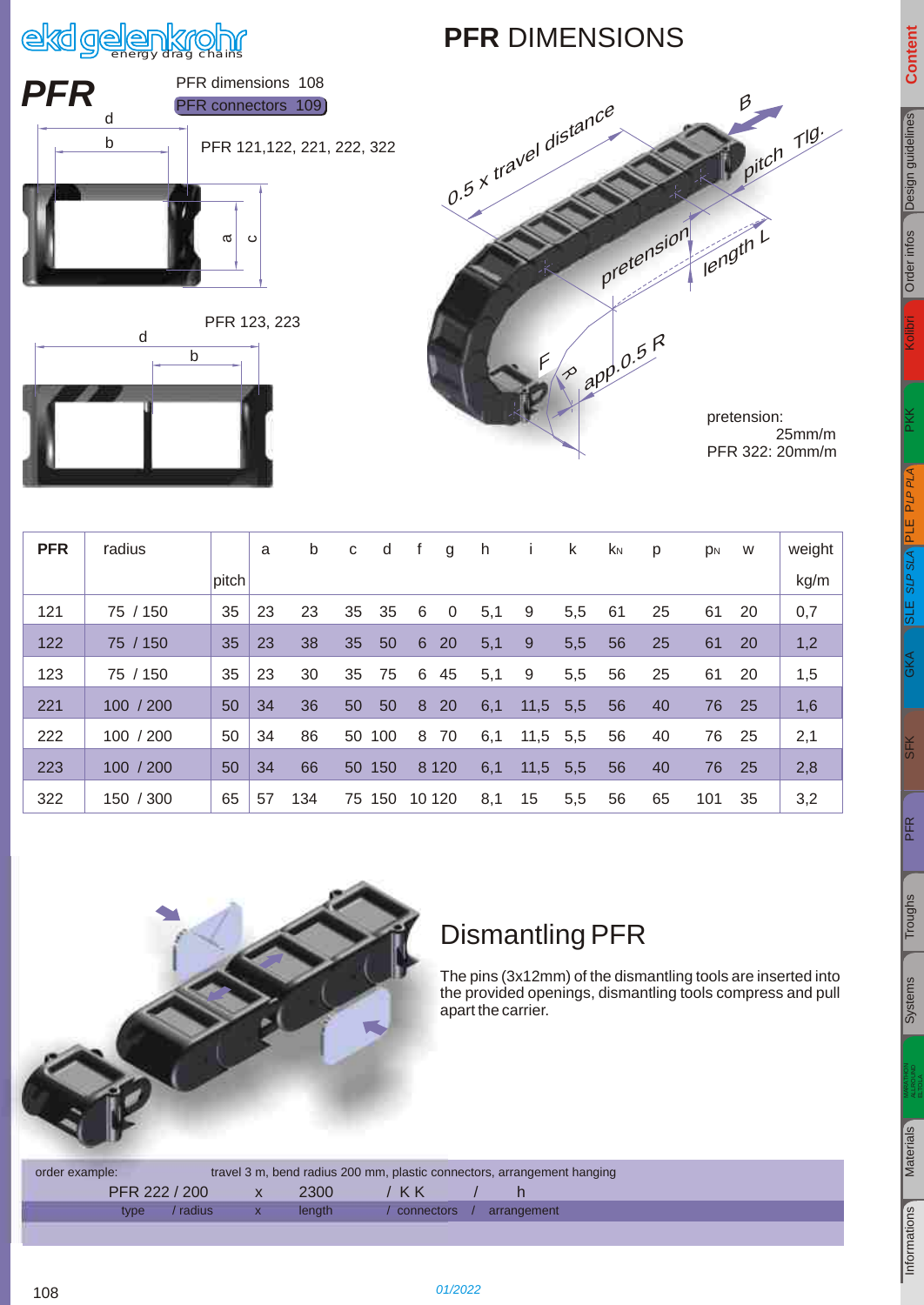# PFR DIMENSIONS

## PFR

PFR dimensions 108

PFR connectors 109

PFR 121,122, 221, 222, 322

PFR 123, 223

pretension:
25mm/m
PFR 322: 20mm/m

| PFR | radius | pitch | a | b | c | d | f | g | h | i | k | $k_N$ | p | $p_N$ | w | weight kg/m |
|---|---|---|---|---|---|---|---|---|---|---|---|---|---|---|---|---|
| 121 | 75 / 150 | 35 | 23 | 23 | 35 | 35 | 6 | 0 | 5,1 | 9 | 5,5 | 61 | 25 | 61 | 20 | 0,7 |
| 122 | 75 / 150 | 35 | 23 | 38 | 35 | 50 | 6 | 20 | 5,1 | 9 | 5,5 | 56 | 25 | 61 | 20 | 1,2 |
| 123 | 75 / 150 | 35 | 23 | 30 | 35 | 75 | 6 | 45 | 5,1 | 9 | 5,5 | 56 | 25 | 61 | 20 | 1,5 |
| 221 | 100 / 200 | 50 | 34 | 36 | 50 | 50 | 8 | 20 | 6,1 | 11,5 | 5,5 | 56 | 40 | 76 | 25 | 1,6 |
| 222 | 100 / 200 | 50 | 34 | 86 | 50 | 100 | 8 | 70 | 6,1 | 11,5 | 5,5 | 56 | 40 | 76 | 25 | 2,1 |
| 223 | 100 / 200 | 50 | 34 | 66 | 50 | 150 | 8 | 120 | 6,1 | 11,5 | 5,5 | 56 | 40 | 76 | 25 | 2,8 |
| 322 | 150 / 300 | 65 | 57 | 134 | 75 | 150 | 10 | 120 | 8,1 | 15 | 5,5 | 56 | 65 | 101 | 35 | 3,2 |

## Dismantling PFR

The pins (3x12mm) of the dismantling tools are inserted into the provided openings, dismantling tools compress and pull apart the carrier.

order example: travel 3 m, bend radius 200 mm, plastic connectors, arrangement hanging

| PFR 222 / 200 | x | 2300 | / KK | / | h |
|---|---|---|---|---|---|
| type / radius | x | length | / connectors | / | arrangement |

01/2022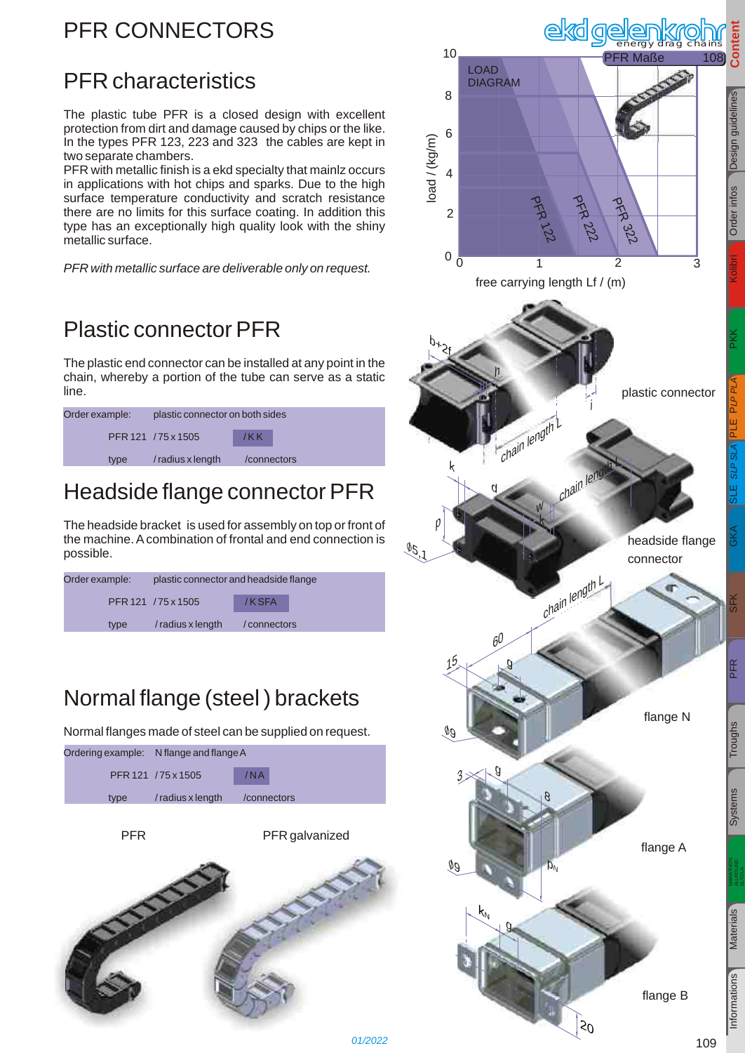# PFR CONNECTORS

## PFR characteristics

The plastic tube PFR is a closed design with excellent protection from dirt and damage caused by chips or the like. In the types PFR 123, 223 and 323 the cables are kept in two separate chambers.
PFR with metallic finish is a ekd specialty that mainlz occurs in applications with hot chips and sparks. Due to the high surface temperature conductivity and scratch resistance there are no limits for this surface coating. In addition this type has an exceptionally high quality look with the shiny metallic surface.

*PFR with metallic surface are deliverable only on request.*

LOAD DIAGRAM

load / (kg/m)

10
8
6
4
2
0

0 1 2 3

free carrying length Lf / (m)

PFR 122
PFR 222
PFR 322

PFR Maße 108

## Plastic connector PFR

The plastic end connector can be installed at any point in the chain, whereby a portion of the tube can serve as a static line.

| | | |
|---|---|---|
| Order example: | plastic connector on both sides | |
| PFR 121 | / 75 x 1505 | / K K |
| type | / radius x length | /connectors |

## Headside flange connector PFR

The headside bracket is used for assembly on top or front of the machine. A combination of frontal and end connection is possible.

| | | |
|---|---|---|
| Order example: | plastic connector and headside flange | |
| PFR 121 | / 75 x 1505 | / K SFA |
| type | / radius x length | / connectors |

## Normal flange (steel ) brackets

Normal flanges made of steel can be supplied on request.

| | | |
|---|---|---|
| Ordering example: | N flange and flange A | |
| PFR 121 | / 75 x 1505 | / N A |
| type | / radius x length | /connectors |

PFR

PFR galvanized

$b+2f$, h, i, chain length L

plastic connector

k, q, p, w, $\varnothing 5,1$, chain length L

headside flange connector

chain length L, 60, 15, g, $\varnothing 9$

flange N

3, g, 8, $\varnothing 9$, $p_N$

flange A

$k_N$, g, 20

flange B

01/2022